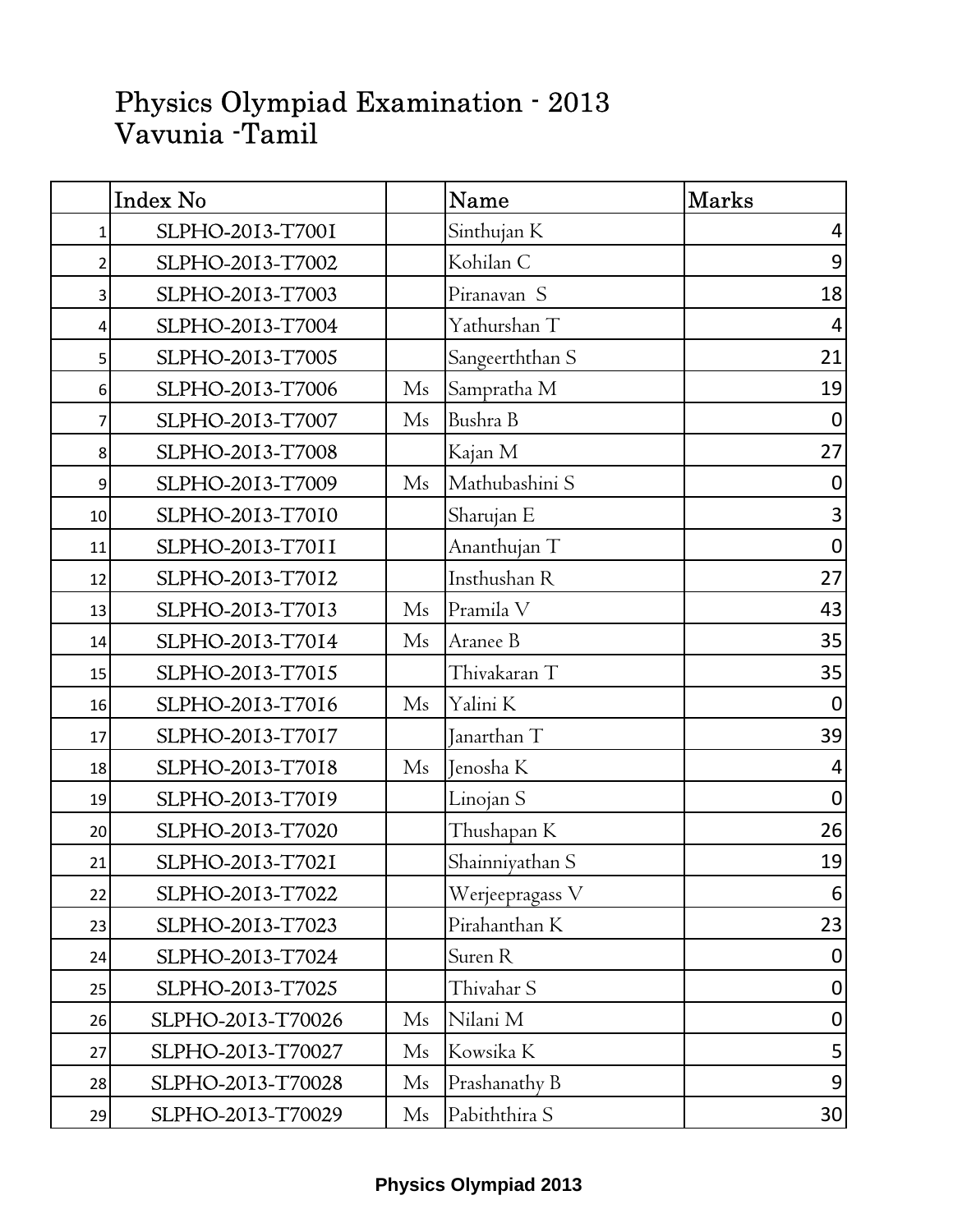# Physics Olympiad Examination - 2013
# Vavunia -Tamil

| | Index No | | Name | Marks |
|---|---|---|---|---|
| 1 | SLPHO-2013-T7001 | | Sinthujan K | 4 |
| 2 | SLPHO-2013-T7002 | | Kohilan C | 9 |
| 3 | SLPHO-2013-T7003 | | Piranavan S | 18 |
| 4 | SLPHO-2013-T7004 | | Yathurshan T | 4 |
| 5 | SLPHO-2013-T7005 | | Sangeerththan S | 21 |
| 6 | SLPHO-2013-T7006 | Ms | Sampratha M | 19 |
| 7 | SLPHO-2013-T7007 | Ms | Bushra B | 0 |
| 8 | SLPHO-2013-T7008 | | Kajan M | 27 |
| 9 | SLPHO-2013-T7009 | Ms | Mathubashini S | 0 |
| 10 | SLPHO-2013-T7010 | | Sharujan E | 3 |
| 11 | SLPHO-2013-T7011 | | Ananthujan T | 0 |
| 12 | SLPHO-2013-T7012 | | Insthushan R | 27 |
| 13 | SLPHO-2013-T7013 | Ms | Pramila V | 43 |
| 14 | SLPHO-2013-T7014 | Ms | Aranee B | 35 |
| 15 | SLPHO-2013-T7015 | | Thivakaran T | 35 |
| 16 | SLPHO-2013-T7016 | Ms | Yalini K | 0 |
| 17 | SLPHO-2013-T7017 | | Janarthan T | 39 |
| 18 | SLPHO-2013-T7018 | Ms | Jenosha K | 4 |
| 19 | SLPHO-2013-T7019 | | Linojan S | 0 |
| 20 | SLPHO-2013-T7020 | | Thushapan K | 26 |
| 21 | SLPHO-2013-T7021 | | Shainniyathan S | 19 |
| 22 | SLPHO-2013-T7022 | | Werjeepragass V | 6 |
| 23 | SLPHO-2013-T7023 | | Pirahanthan K | 23 |
| 24 | SLPHO-2013-T7024 | | Suren R | 0 |
| 25 | SLPHO-2013-T7025 | | Thivahar S | 0 |
| 26 | SLPHO-2013-T70026 | Ms | Nilani M | 0 |
| 27 | SLPHO-2013-T70027 | Ms | Kowsika K | 5 |
| 28 | SLPHO-2013-T70028 | Ms | Prashanathy B | 9 |
| 29 | SLPHO-2013-T70029 | Ms | Pabiththira S | 30 |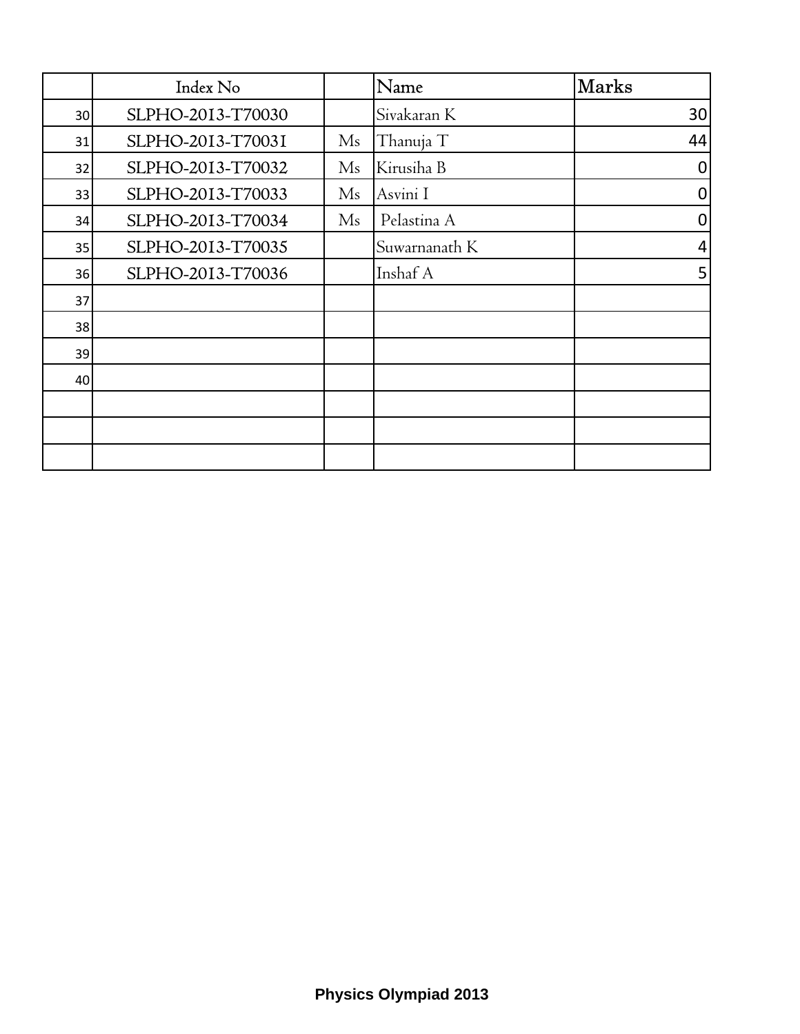| | Index No | | Name | Marks |
|---|---|---|---|---|
| 30 | SLPHO-2013-T70030 | | Sivakaran K | 30 |
| 31 | SLPHO-2013-T70031 | Ms | Thanuja T | 44 |
| 32 | SLPHO-2013-T70032 | Ms | Kirusiha B | 0 |
| 33 | SLPHO-2013-T70033 | Ms | Asvini I | 0 |
| 34 | SLPHO-2013-T70034 | Ms | Pelastina A | 0 |
| 35 | SLPHO-2013-T70035 | | Suwarnanath K | 4 |
| 36 | SLPHO-2013-T70036 | | Inshaf A | 5 |
| 37 | | | | |
| 38 | | | | |
| 39 | | | | |
| 40 | | | | |
| | | | | |
| | | | | |
| | | | | |

**Physics Olympiad 2013**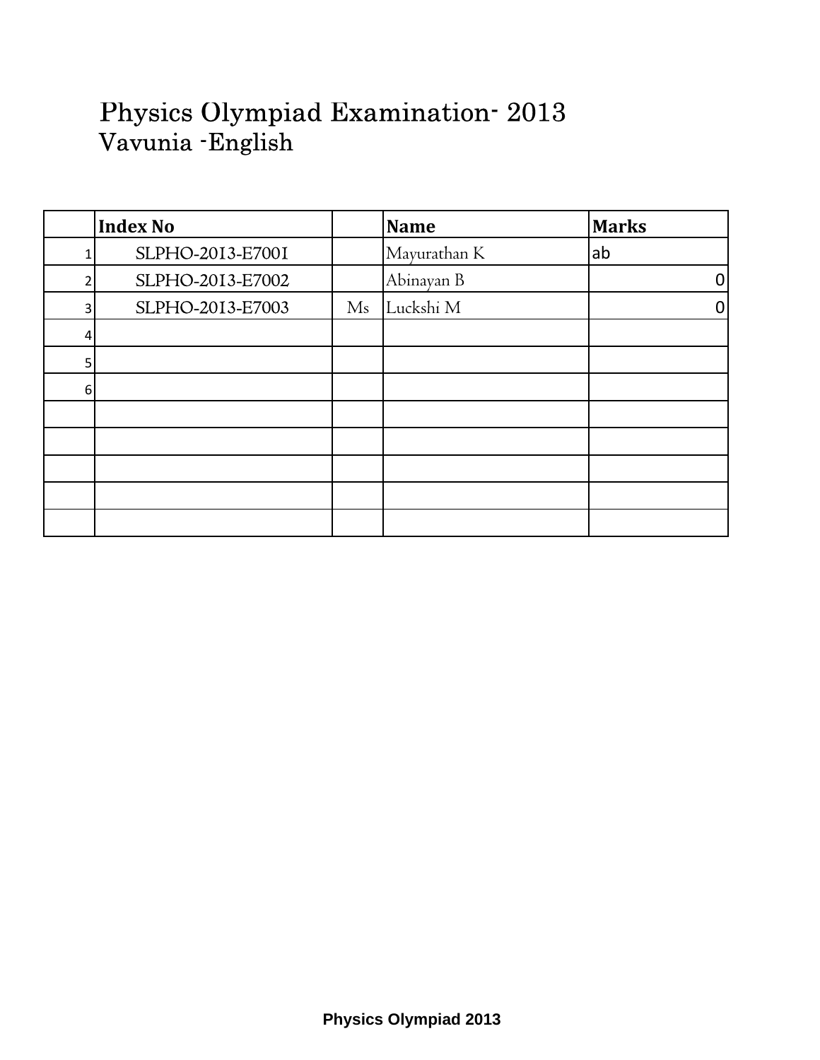# Physics Olympiad Examination- 2013
## Vavunia -English

| | Index No | | Name | Marks |
|---|---|---|---|---|
| 1 | SLPHO-2013-E7001 | | Mayurathan K | ab |
| 2 | SLPHO-2013-E7002 | | Abinayan B | 0 |
| 3 | SLPHO-2013-E7003 | Ms | Luckshi M | 0 |
| 4 | | | | |
| 5 | | | | |
| 6 | | | | |
| | | | | |
| | | | | |
| | | | | |
| | | | | |
| | | | | |